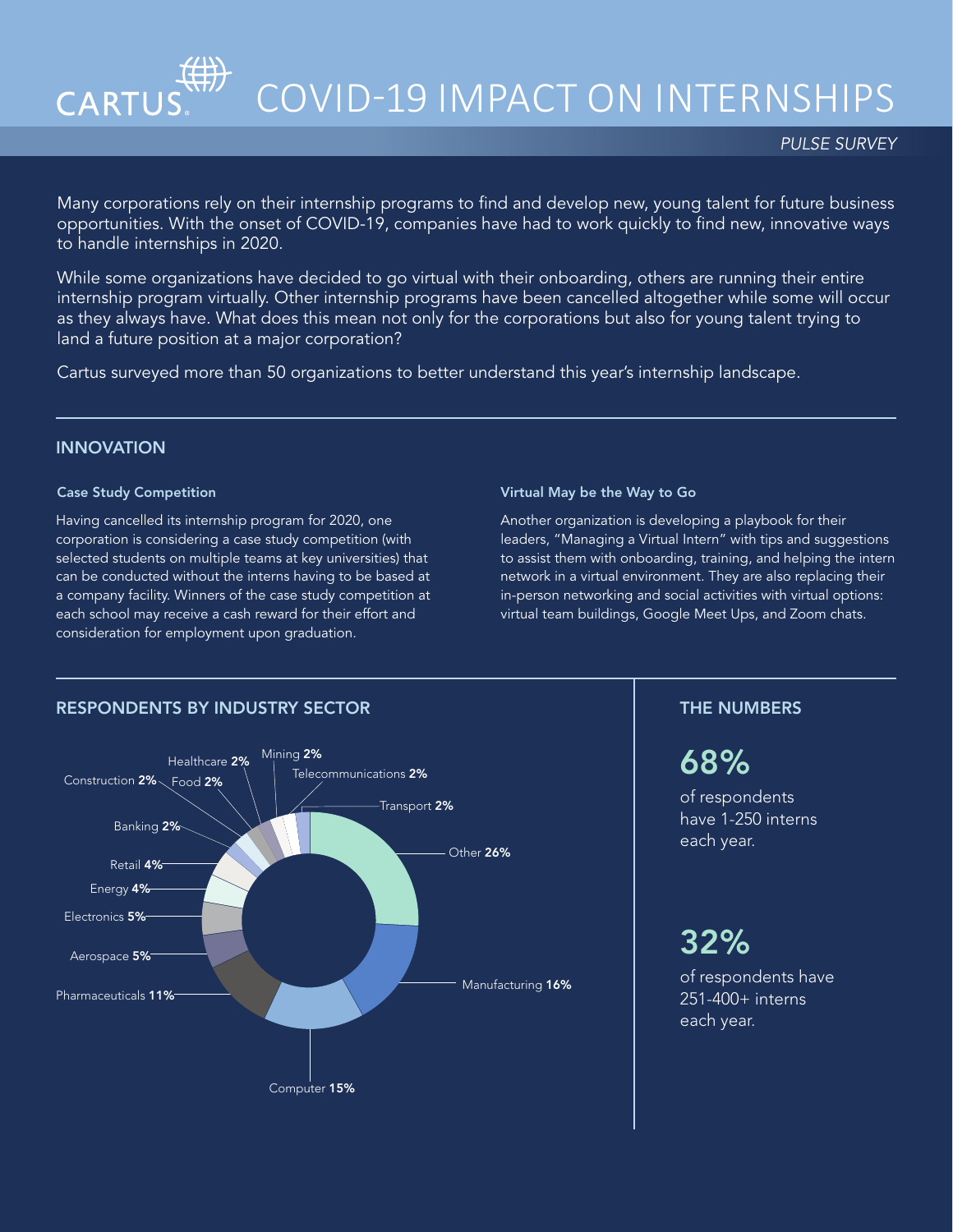# COVID-19 IMPACT ON INTERNSHIPS

*PULSE SURVEY*

Many corporations rely on their internship programs to find and develop new, young talent for future business opportunities. With the onset of COVID-19, companies have had to work quickly to find new, innovative ways to handle internships in 2020.

While some organizations have decided to go virtual with their onboarding, others are running their entire internship program virtually. Other internship programs have been cancelled altogether while some will occur as they always have. What does this mean not only for the corporations but also for young talent trying to land a future position at a major corporation?

Cartus surveyed more than 50 organizations to better understand this year's internship landscape.

## INNOVATION

### Case Study Competition

Having cancelled its internship program for 2020, one corporation is considering a case study competition (with selected students on multiple teams at key universities) that can be conducted without the interns having to be based at a company facility. Winners of the case study competition at each school may receive a cash reward for their effort and consideration for employment upon graduation.

### Virtual May be the Way to Go

Another organization is developing a playbook for their leaders, "Managing a Virtual Intern" with tips and suggestions to assist them with onboarding, training, and helping the intern network in a virtual environment. They are also replacing their in-person networking and social activities with virtual options: virtual team buildings, Google Meet Ups, and Zoom chats.

## RESPONDENTS BY INDUSTRY SECTOR

| Industry | Share |
|---|---|
| Other | **26%** |
| Manufacturing | **16%** |
| Computer | **15%** |
| Pharmaceuticals | **11%** |
| Aerospace | **5%** |
| Electronics | **5%** |
| Energy | **4%** |
| Retail | **4%** |
| Banking | **2%** |
| Construction | **2%** |
| Food | **2%** |
| Healthcare | **2%** |
| Mining | **2%** |
| Telecommunications | **2%** |
| Transport | **2%** |

## THE NUMBERS

**68%** of respondents have 1-250 interns each year.

**32%** of respondents have 251-400+ interns each year.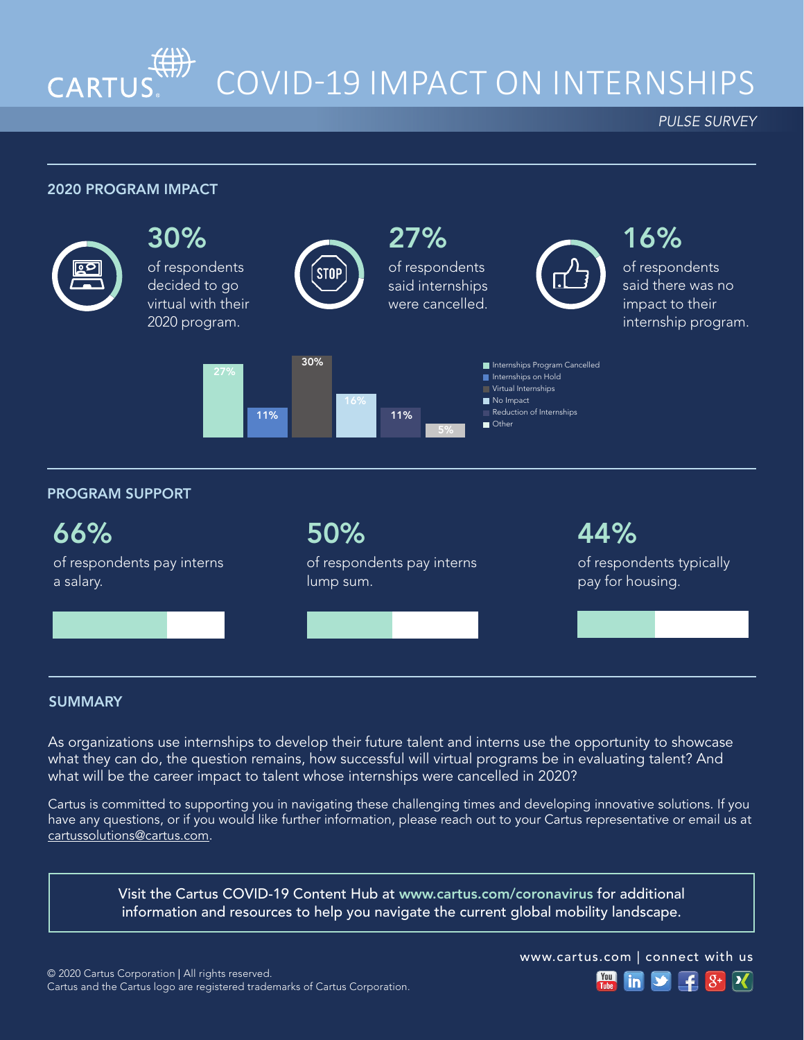# COVID-19 IMPACT ON INTERNSHIPS

*PULSE SURVEY*

## 2020 PROGRAM IMPACT

**30%**
of respondents decided to go virtual with their 2020 program.

**27%**
of respondents said internships were cancelled.

**16%**
of respondents said there was no impact to their internship program.

27%
11%
30%
16%
11%
5%

- Internships Program Cancelled
- Internships on Hold
- Virtual Internships
- No Impact
- Reduction of Internships
- Other

## PROGRAM SUPPORT

**66%**
of respondents pay interns a salary.

**50%**
of respondents pay interns lump sum.

**44%**
of respondents typically pay for housing.

## SUMMARY

As organizations use internships to develop their future talent and interns use the opportunity to showcase what they can do, the question remains, how successful will virtual programs be in evaluating talent? And what will be the career impact to talent whose internships were cancelled in 2020?

Cartus is committed to supporting you in navigating these challenging times and developing innovative solutions. If you have any questions, or if you would like further information, please reach out to your Cartus representative or email us at cartussolutions@cartus.com.

Visit the Cartus COVID-19 Content Hub at www.cartus.com/coronavirus for additional information and resources to help you navigate the current global mobility landscape.

www.cartus.com | connect with us

© 2020 Cartus Corporation | All rights reserved.
Cartus and the Cartus logo are registered trademarks of Cartus Corporation.